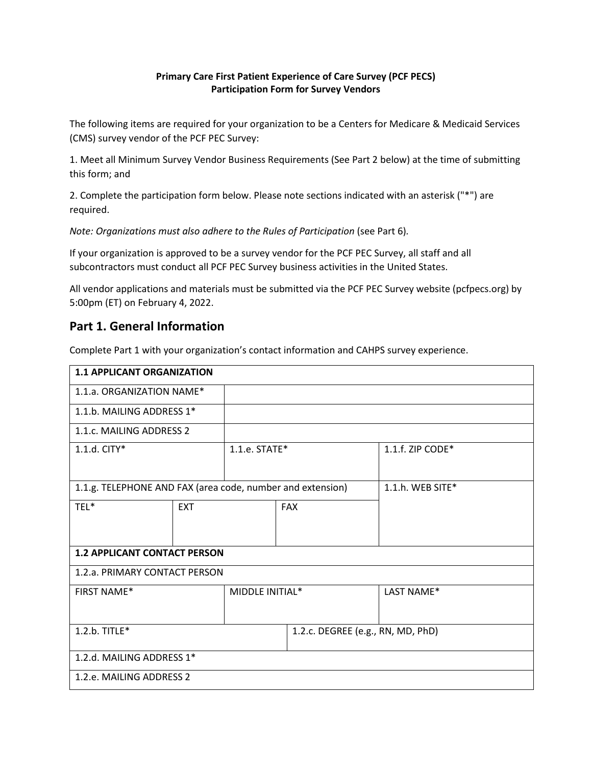**Primary Care First Patient Experience of Care Survey (PCF PECS)**
**Participation Form for Survey Vendors**

The following items are required for your organization to be a Centers for Medicare & Medicaid Services (CMS) survey vendor of the PCF PEC Survey:

1. Meet all Minimum Survey Vendor Business Requirements (See Part 2 below) at the time of submitting this form; and

2. Complete the participation form below. Please note sections indicated with an asterisk ("*") are required.

*Note: Organizations must also adhere to the Rules of Participation* (see Part 6).

If your organization is approved to be a survey vendor for the PCF PEC Survey, all staff and all subcontractors must conduct all PCF PEC Survey business activities in the United States.

All vendor applications and materials must be submitted via the PCF PEC Survey website (pcfpecs.org) by 5:00pm (ET) on February 4, 2022.

## Part 1. General Information

Complete Part 1 with your organization's contact information and CAHPS survey experience.

| **1.1 APPLICANT ORGANIZATION** | | | |
|---|---|---|---|
| 1.1.a. ORGANIZATION NAME* | | | |
| 1.1.b. MAILING ADDRESS 1* | | | |
| 1.1.c. MAILING ADDRESS 2 | | | |
| 1.1.d. CITY* | 1.1.e. STATE* | | 1.1.f. ZIP CODE* |
| 1.1.g. TELEPHONE AND FAX (area code, number and extension) | | | 1.1.h. WEB SITE* |
| TEL* | EXT | FAX | |
| **1.2 APPLICANT CONTACT PERSON** | | | |
| 1.2.a. PRIMARY CONTACT PERSON | | | |
| FIRST NAME* | MIDDLE INITIAL* | | LAST NAME* |
| 1.2.b. TITLE* | | 1.2.c. DEGREE (e.g., RN, MD, PhD) | |
| 1.2.d. MAILING ADDRESS 1* | | | |
| 1.2.e. MAILING ADDRESS 2 | | | |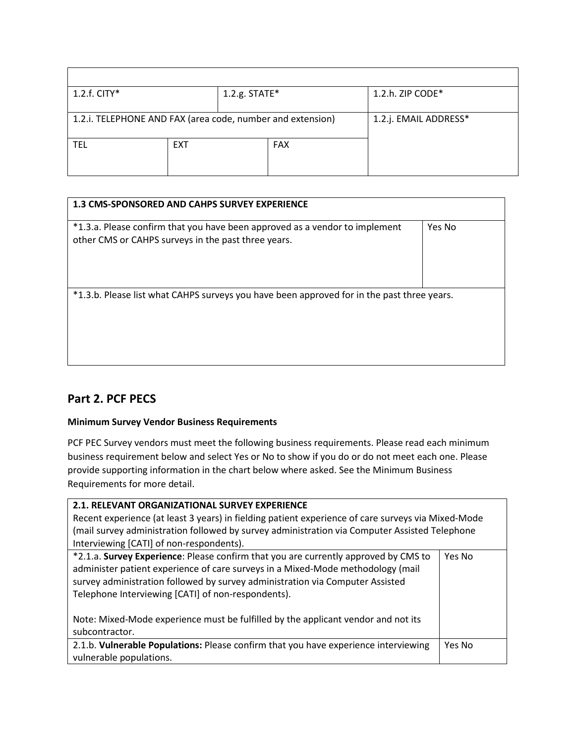| | | | | |
|---|---|---|---|---|
| | | | | |
| 1.2.f. CITY* | | 1.2.g. STATE* | | 1.2.h. ZIP CODE* |
| 1.2.i. TELEPHONE AND FAX (area code, number and extension) | | | | 1.2.j. EMAIL ADDRESS* |
| TEL | EXT | | FAX | |

| 1.3 CMS-SPONSORED AND CAHPS SURVEY EXPERIENCE | |
|---|---|
| *1.3.a. Please confirm that you have been approved as a vendor to implement other CMS or CAHPS surveys in the past three years. | Yes No |
| *1.3.b. Please list what CAHPS surveys you have been approved for in the past three years. | |

## Part 2. PCF PECS

**Minimum Survey Vendor Business Requirements**

PCF PEC Survey vendors must meet the following business requirements. Please read each minimum business requirement below and select Yes or No to show if you do or do not meet each one. Please provide supporting information in the chart below where asked. See the Minimum Business Requirements for more detail.

| **2.1. RELEVANT ORGANIZATIONAL SURVEY EXPERIENCE**<br>Recent experience (at least 3 years) in fielding patient experience of care surveys via Mixed-Mode (mail survey administration followed by survey administration via Computer Assisted Telephone Interviewing [CATI] of non-respondents). | |
|---|---|
| *2.1.a. **Survey Experience**: Please confirm that you are currently approved by CMS to administer patient experience of care surveys in a Mixed-Mode methodology (mail survey administration followed by survey administration via Computer Assisted Telephone Interviewing [CATI] of non-respondents).<br><br>Note: Mixed-Mode experience must be fulfilled by the applicant vendor and not its subcontractor. | Yes No |
| 2.1.b. **Vulnerable Populations:** Please confirm that you have experience interviewing vulnerable populations. | Yes No |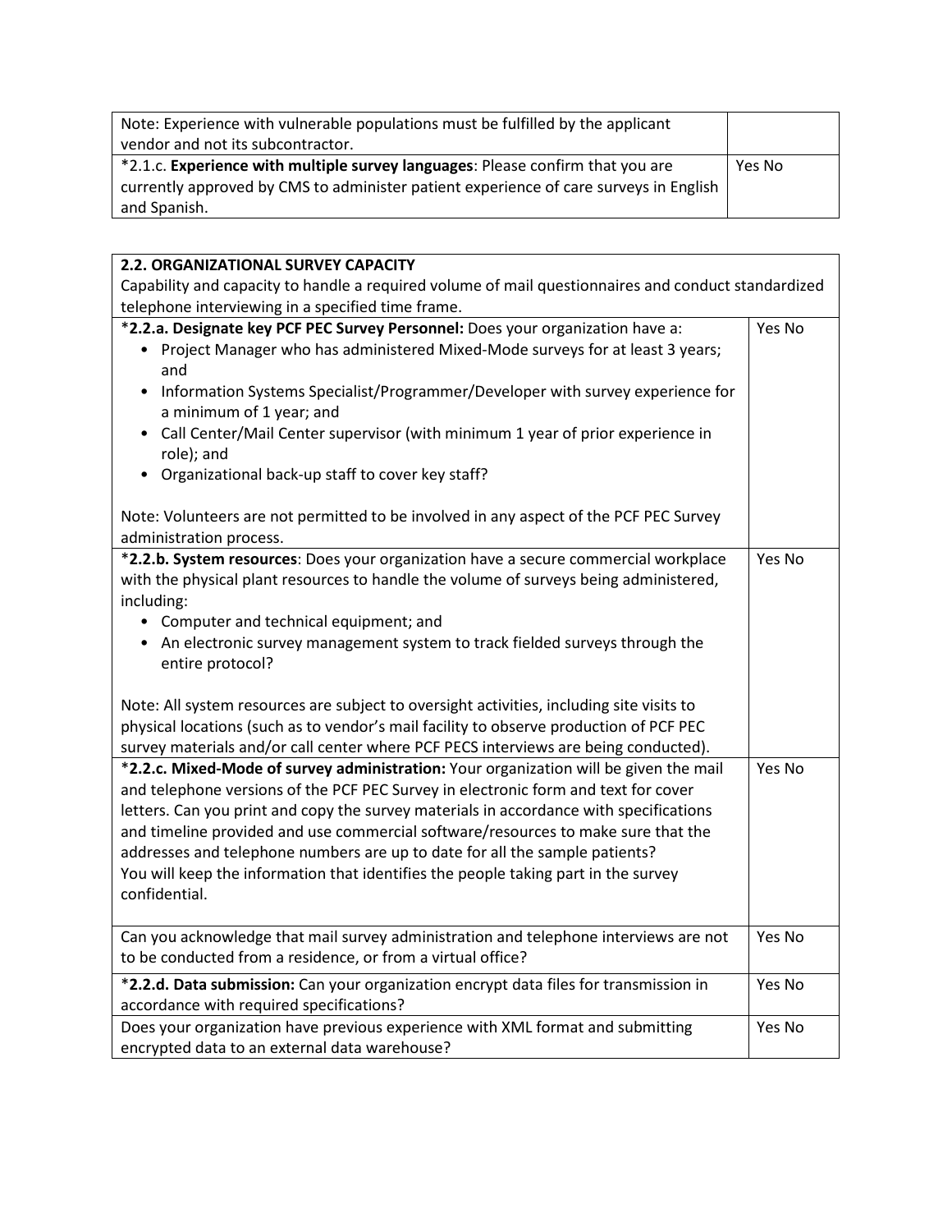| | |
|---|---|
| Note: Experience with vulnerable populations must be fulfilled by the applicant vendor and not its subcontractor. | |
| *2.1.c. **Experience with multiple survey languages**: Please confirm that you are currently approved by CMS to administer patient experience of care surveys in English and Spanish. | Yes No |

| **2.2. ORGANIZATIONAL SURVEY CAPACITY**<br>Capability and capacity to handle a required volume of mail questionnaires and conduct standardized telephone interviewing in a specified time frame. | |
|---|---|
| ***2.2.a. Designate key PCF PEC Survey Personnel:** Does your organization have a:<br>• Project Manager who has administered Mixed-Mode surveys for at least 3 years; and<br>• Information Systems Specialist/Programmer/Developer with survey experience for a minimum of 1 year; and<br>• Call Center/Mail Center supervisor (with minimum 1 year of prior experience in role); and<br>• Organizational back-up staff to cover key staff?<br><br>Note: Volunteers are not permitted to be involved in any aspect of the PCF PEC Survey administration process. | Yes No |
| ***2.2.b. System resources**: Does your organization have a secure commercial workplace with the physical plant resources to handle the volume of surveys being administered, including:<br>• Computer and technical equipment; and<br>• An electronic survey management system to track fielded surveys through the entire protocol?<br><br>Note: All system resources are subject to oversight activities, including site visits to physical locations (such as to vendor's mail facility to observe production of PCF PEC survey materials and/or call center where PCF PECS interviews are being conducted). | Yes No |
| ***2.2.c. Mixed-Mode of survey administration:** Your organization will be given the mail and telephone versions of the PCF PEC Survey in electronic form and text for cover letters. Can you print and copy the survey materials in accordance with specifications and timeline provided and use commercial software/resources to make sure that the addresses and telephone numbers are up to date for all the sample patients?<br>You will keep the information that identifies the people taking part in the survey confidential. | Yes No |
| Can you acknowledge that mail survey administration and telephone interviews are not to be conducted from a residence, or from a virtual office? | Yes No |
| ***2.2.d. Data submission:** Can your organization encrypt data files for transmission in accordance with required specifications? | Yes No |
| Does your organization have previous experience with XML format and submitting encrypted data to an external data warehouse? | Yes No |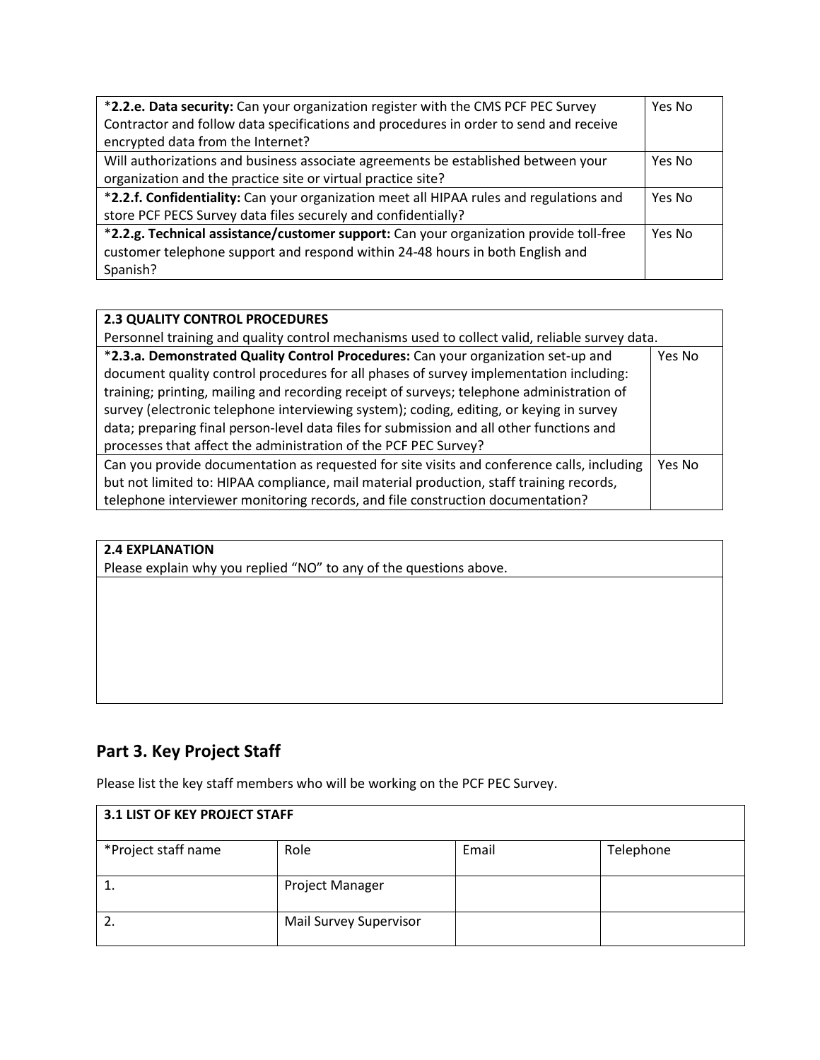| | |
|---|---|
| ***2.2.e. Data security:** Can your organization register with the CMS PCF PEC Survey Contractor and follow data specifications and procedures in order to send and receive encrypted data from the Internet? | Yes No |
| Will authorizations and business associate agreements be established between your organization and the practice site or virtual practice site? | Yes No |
| ***2.2.f. Confidentiality:** Can your organization meet all HIPAA rules and regulations and store PCF PECS Survey data files securely and confidentially? | Yes No |
| ***2.2.g. Technical assistance/customer support:** Can your organization provide toll-free customer telephone support and respond within 24-48 hours in both English and Spanish? | Yes No |

| **2.3 QUALITY CONTROL PROCEDURES**<br>Personnel training and quality control mechanisms used to collect valid, reliable survey data. | |
|---|---|
| ***2.3.a. Demonstrated Quality Control Procedures:** Can your organization set-up and document quality control procedures for all phases of survey implementation including: training; printing, mailing and recording receipt of surveys; telephone administration of survey (electronic telephone interviewing system); coding, editing, or keying in survey data; preparing final person-level data files for submission and all other functions and processes that affect the administration of the PCF PEC Survey? | Yes No |
| Can you provide documentation as requested for site visits and conference calls, including but not limited to: HIPAA compliance, mail material production, staff training records, telephone interviewer monitoring records, and file construction documentation? | Yes No |

| **2.4 EXPLANATION**<br>Please explain why you replied "NO" to any of the questions above. |
|---|
| |

## Part 3. Key Project Staff

Please list the key staff members who will be working on the PCF PEC Survey.

| **3.1 LIST OF KEY PROJECT STAFF** | | | |
|---|---|---|---|
| *Project staff name | Role | Email | Telephone |
| 1. | Project Manager | | |
| 2. | Mail Survey Supervisor | | |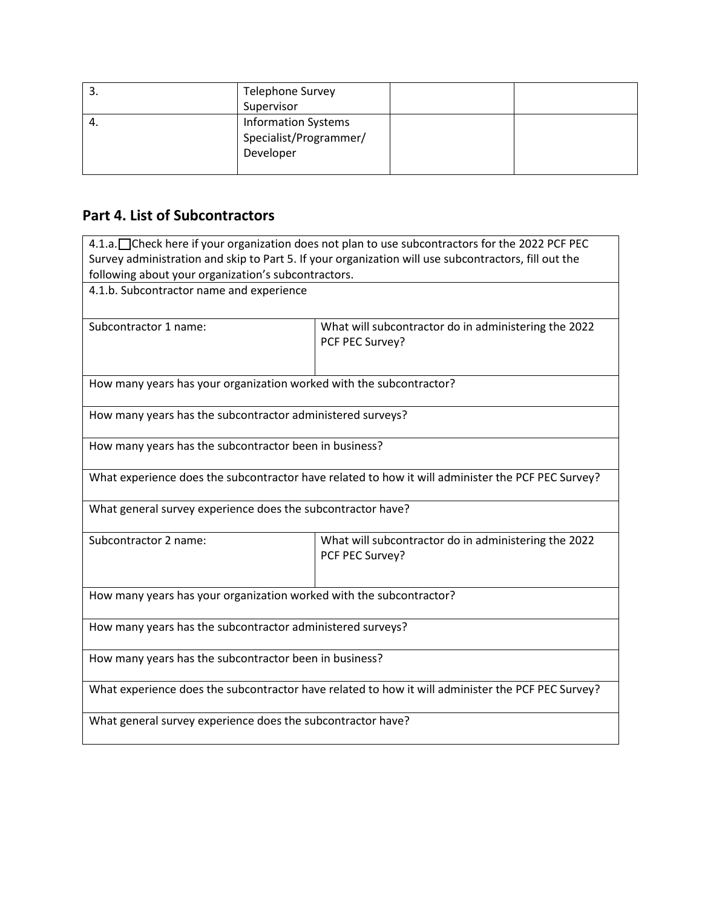| 3. | Telephone Survey Supervisor | | |
|---|---|---|---|
| 4. | Information Systems Specialist/Programmer/ Developer | | |

## Part 4. List of Subcontractors

| 4.1.a. ☐ Check here if your organization does not plan to use subcontractors for the 2022 PCF PEC Survey administration and skip to Part 5. If your organization will use subcontractors, fill out the following about your organization's subcontractors. | |
|---|---|
| 4.1.b. Subcontractor name and experience | |
| Subcontractor 1 name: | What will subcontractor do in administering the 2022 PCF PEC Survey? |
| How many years has your organization worked with the subcontractor? | |
| How many years has the subcontractor administered surveys? | |
| How many years has the subcontractor been in business? | |
| What experience does the subcontractor have related to how it will administer the PCF PEC Survey? | |
| What general survey experience does the subcontractor have? | |
| Subcontractor 2 name: | What will subcontractor do in administering the 2022 PCF PEC Survey? |
| How many years has your organization worked with the subcontractor? | |
| How many years has the subcontractor administered surveys? | |
| How many years has the subcontractor been in business? | |
| What experience does the subcontractor have related to how it will administer the PCF PEC Survey? | |
| What general survey experience does the subcontractor have? | |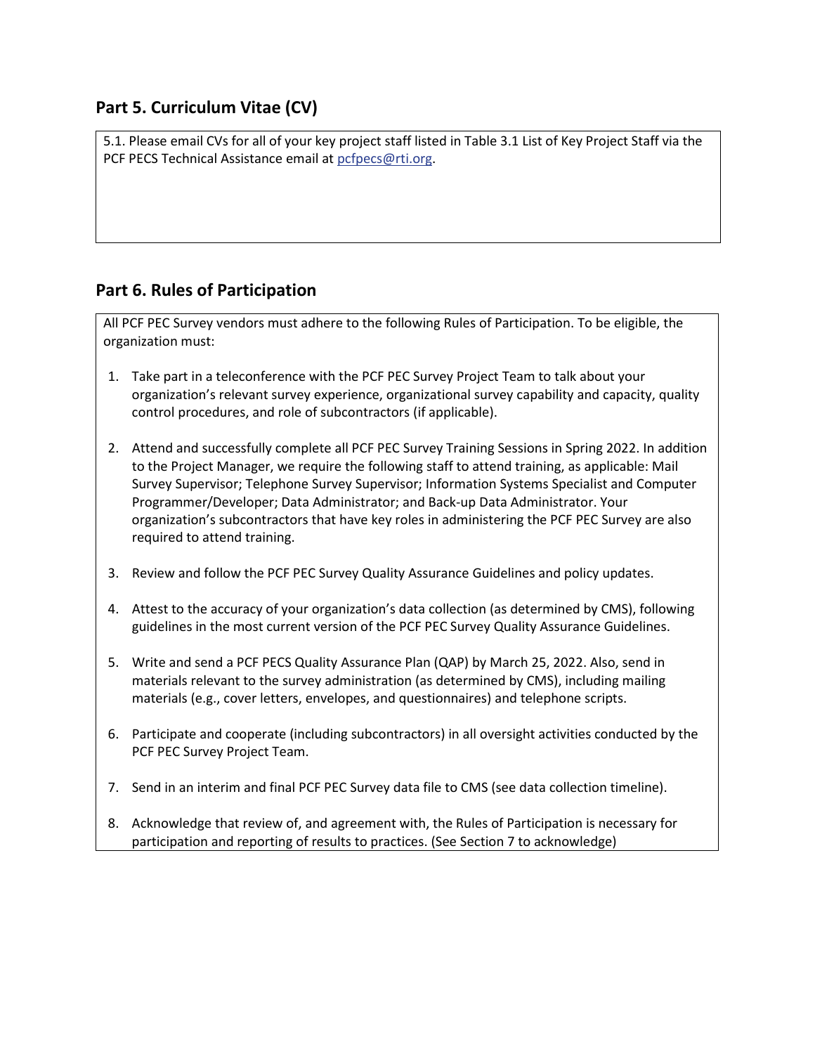## Part 5. Curriculum Vitae (CV)

5.1. Please email CVs for all of your key project staff listed in Table 3.1 List of Key Project Staff via the PCF PECS Technical Assistance email at [pcfpecs@rti.org](mailto:pcfpecs@rti.org).

## Part 6. Rules of Participation

All PCF PEC Survey vendors must adhere to the following Rules of Participation. To be eligible, the organization must:

1. Take part in a teleconference with the PCF PEC Survey Project Team to talk about your organization's relevant survey experience, organizational survey capability and capacity, quality control procedures, and role of subcontractors (if applicable).
2. Attend and successfully complete all PCF PEC Survey Training Sessions in Spring 2022. In addition to the Project Manager, we require the following staff to attend training, as applicable: Mail Survey Supervisor; Telephone Survey Supervisor; Information Systems Specialist and Computer Programmer/Developer; Data Administrator; and Back-up Data Administrator. Your organization's subcontractors that have key roles in administering the PCF PEC Survey are also required to attend training.
3. Review and follow the PCF PEC Survey Quality Assurance Guidelines and policy updates.
4. Attest to the accuracy of your organization's data collection (as determined by CMS), following guidelines in the most current version of the PCF PEC Survey Quality Assurance Guidelines.
5. Write and send a PCF PECS Quality Assurance Plan (QAP) by March 25, 2022. Also, send in materials relevant to the survey administration (as determined by CMS), including mailing materials (e.g., cover letters, envelopes, and questionnaires) and telephone scripts.
6. Participate and cooperate (including subcontractors) in all oversight activities conducted by the PCF PEC Survey Project Team.
7. Send in an interim and final PCF PEC Survey data file to CMS (see data collection timeline).
8. Acknowledge that review of, and agreement with, the Rules of Participation is necessary for participation and reporting of results to practices. (See Section 7 to acknowledge)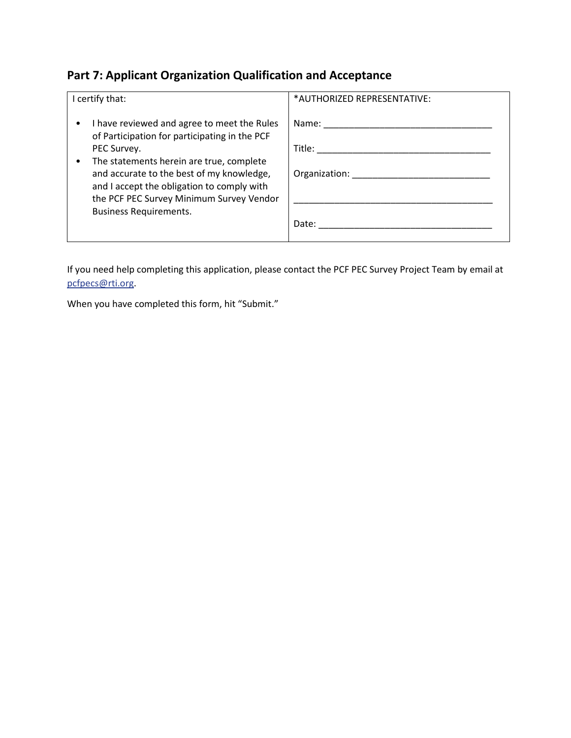## Part 7: Applicant Organization Qualification and Acceptance

| | |
|---|---|
| I certify that:<br><br>• I have reviewed and agree to meet the Rules of Participation for participating in the PCF PEC Survey.<br>• The statements herein are true, complete and accurate to the best of my knowledge, and I accept the obligation to comply with the PCF PEC Survey Minimum Survey Vendor Business Requirements. | *AUTHORIZED REPRESENTATIVE:<br><br>Name: ________________________________<br><br>Title: _________________________________<br><br>Organization: __________________________<br><br>______________________________________<br><br>Date: _________________________________ |

If you need help completing this application, please contact the PCF PEC Survey Project Team by email at pcfpecs@rti.org.

When you have completed this form, hit "Submit."